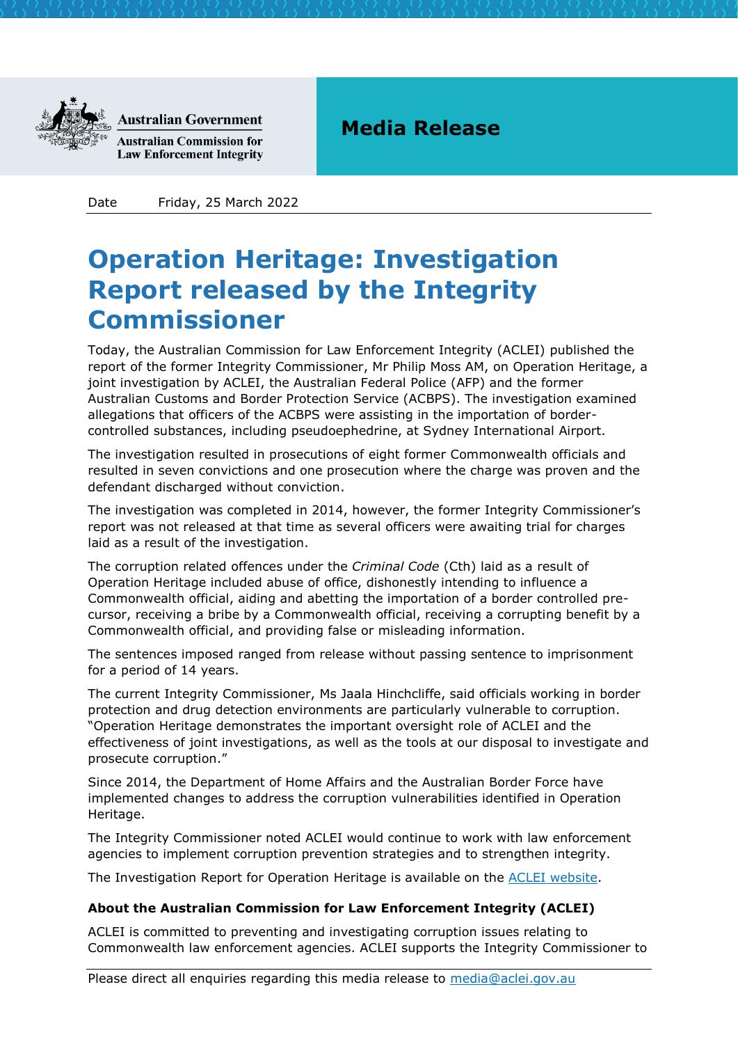Australian Government
Australian Commission for Law Enforcement Integrity

**Media Release**

Date Friday, 25 March 2022

# Operation Heritage: Investigation Report released by the Integrity Commissioner

Today, the Australian Commission for Law Enforcement Integrity (ACLEI) published the report of the former Integrity Commissioner, Mr Philip Moss AM, on Operation Heritage, a joint investigation by ACLEI, the Australian Federal Police (AFP) and the former Australian Customs and Border Protection Service (ACBPS). The investigation examined allegations that officers of the ACBPS were assisting in the importation of border-controlled substances, including pseudoephedrine, at Sydney International Airport.

The investigation resulted in prosecutions of eight former Commonwealth officials and resulted in seven convictions and one prosecution where the charge was proven and the defendant discharged without conviction.

The investigation was completed in 2014, however, the former Integrity Commissioner's report was not released at that time as several officers were awaiting trial for charges laid as a result of the investigation.

The corruption related offences under the *Criminal Code* (Cth) laid as a result of Operation Heritage included abuse of office, dishonestly intending to influence a Commonwealth official, aiding and abetting the importation of a border controlled pre-cursor, receiving a bribe by a Commonwealth official, receiving a corrupting benefit by a Commonwealth official, and providing false or misleading information.

The sentences imposed ranged from release without passing sentence to imprisonment for a period of 14 years.

The current Integrity Commissioner, Ms Jaala Hinchcliffe, said officials working in border protection and drug detection environments are particularly vulnerable to corruption. "Operation Heritage demonstrates the important oversight role of ACLEI and the effectiveness of joint investigations, as well as the tools at our disposal to investigate and prosecute corruption."

Since 2014, the Department of Home Affairs and the Australian Border Force have implemented changes to address the corruption vulnerabilities identified in Operation Heritage.

The Integrity Commissioner noted ACLEI would continue to work with law enforcement agencies to implement corruption prevention strategies and to strengthen integrity.

The Investigation Report for Operation Heritage is available on the [ACLEI website](ACLEI website).

**About the Australian Commission for Law Enforcement Integrity (ACLEI)**

ACLEI is committed to preventing and investigating corruption issues relating to Commonwealth law enforcement agencies. ACLEI supports the Integrity Commissioner to

Please direct all enquiries regarding this media release to media@aclei.gov.au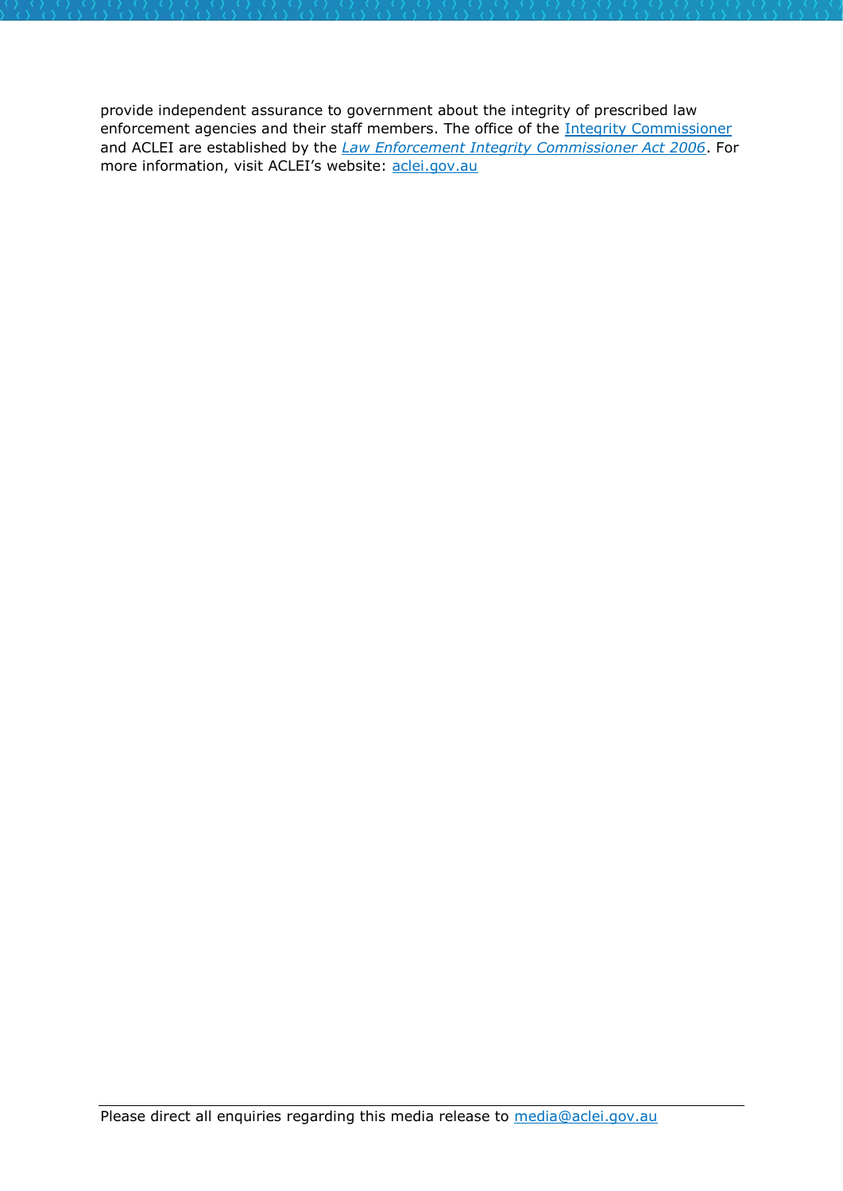provide independent assurance to government about the integrity of prescribed law enforcement agencies and their staff members. The office of the Integrity Commissioner and ACLEI are established by the *Law Enforcement Integrity Commissioner Act 2006*. For more information, visit ACLEI's website: aclei.gov.au

Please direct all enquiries regarding this media release to media@aclei.gov.au